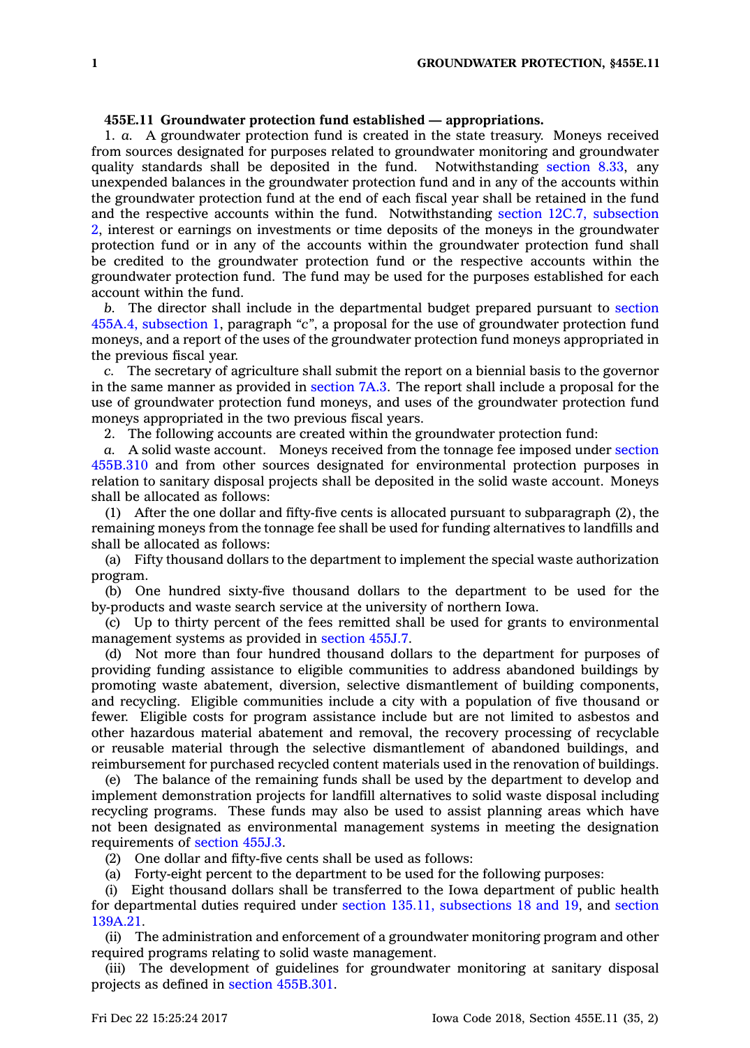**455E.11 Groundwater protection fund established — appropriations.**

1. *a.* A groundwater protection fund is created in the state treasury. Moneys received from sources designated for purposes related to groundwater monitoring and groundwater quality standards shall be deposited in the fund. Notwithstanding section 8.33, any unexpended balances in the groundwater protection fund and in any of the accounts within the groundwater protection fund at the end of each fiscal year shall be retained in the fund and the respective accounts within the fund. Notwithstanding section 12C.7, subsection 2, interest or earnings on investments or time deposits of the moneys in the groundwater protection fund or in any of the accounts within the groundwater protection fund shall be credited to the groundwater protection fund or the respective accounts within the groundwater protection fund. The fund may be used for the purposes established for each account within the fund.

*b.* The director shall include in the departmental budget prepared pursuant to section 455A.4, subsection 1, paragraph *"c"*, a proposal for the use of groundwater protection fund moneys, and a report of the uses of the groundwater protection fund moneys appropriated in the previous fiscal year.

*c.* The secretary of agriculture shall submit the report on a biennial basis to the governor in the same manner as provided in section 7A.3. The report shall include a proposal for the use of groundwater protection fund moneys, and uses of the groundwater protection fund moneys appropriated in the two previous fiscal years.

2. The following accounts are created within the groundwater protection fund:

*a.* A solid waste account. Moneys received from the tonnage fee imposed under section 455B.310 and from other sources designated for environmental protection purposes in relation to sanitary disposal projects shall be deposited in the solid waste account. Moneys shall be allocated as follows:

(1) After the one dollar and fifty-five cents is allocated pursuant to subparagraph (2), the remaining moneys from the tonnage fee shall be used for funding alternatives to landfills and shall be allocated as follows:

(a) Fifty thousand dollars to the department to implement the special waste authorization program.

(b) One hundred sixty-five thousand dollars to the department to be used for the by-products and waste search service at the university of northern Iowa.

(c) Up to thirty percent of the fees remitted shall be used for grants to environmental management systems as provided in section 455J.7.

(d) Not more than four hundred thousand dollars to the department for purposes of providing funding assistance to eligible communities to address abandoned buildings by promoting waste abatement, diversion, selective dismantlement of building components, and recycling. Eligible communities include a city with a population of five thousand or fewer. Eligible costs for program assistance include but are not limited to asbestos and other hazardous material abatement and removal, the recovery processing of recyclable or reusable material through the selective dismantlement of abandoned buildings, and reimbursement for purchased recycled content materials used in the renovation of buildings.

(e) The balance of the remaining funds shall be used by the department to develop and implement demonstration projects for landfill alternatives to solid waste disposal including recycling programs. These funds may also be used to assist planning areas which have not been designated as environmental management systems in meeting the designation requirements of section 455J.3.

(2) One dollar and fifty-five cents shall be used as follows:

(a) Forty-eight percent to the department to be used for the following purposes:

(i) Eight thousand dollars shall be transferred to the Iowa department of public health for departmental duties required under section 135.11, subsections 18 and 19, and section 139A.21.

(ii) The administration and enforcement of a groundwater monitoring program and other required programs relating to solid waste management.

(iii) The development of guidelines for groundwater monitoring at sanitary disposal projects as defined in section 455B.301.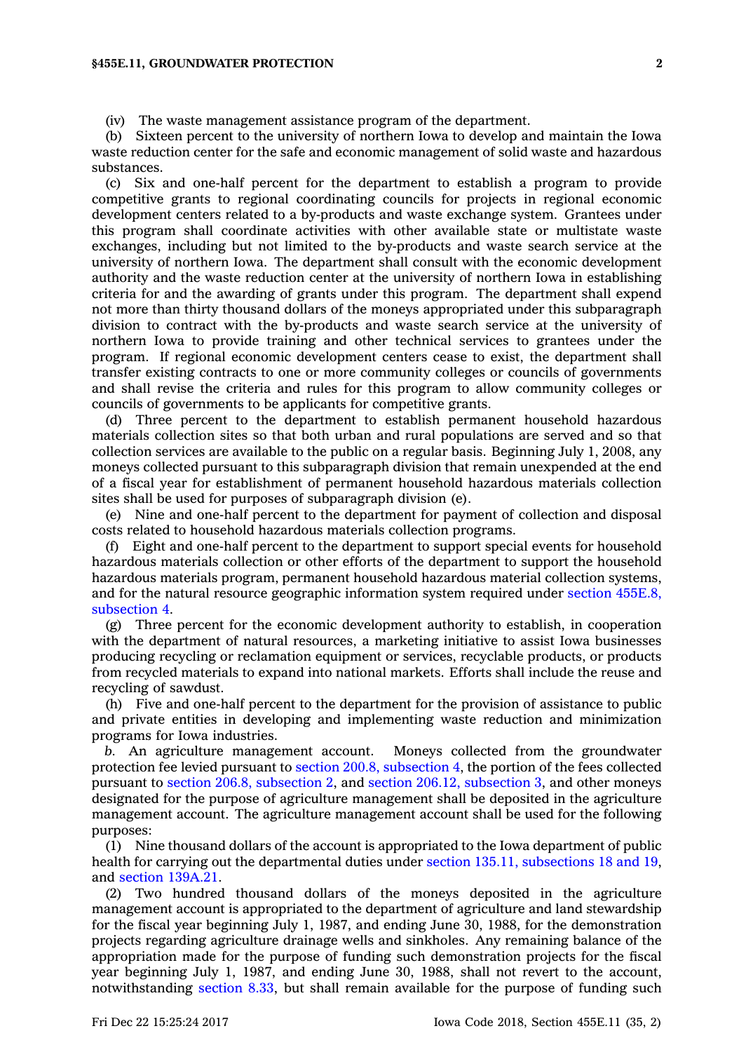(iv) The waste management assistance program of the department.

(b) Sixteen percent to the university of northern Iowa to develop and maintain the Iowa waste reduction center for the safe and economic management of solid waste and hazardous substances.

(c) Six and one-half percent for the department to establish a program to provide competitive grants to regional coordinating councils for projects in regional economic development centers related to a by-products and waste exchange system. Grantees under this program shall coordinate activities with other available state or multistate waste exchanges, including but not limited to the by-products and waste search service at the university of northern Iowa. The department shall consult with the economic development authority and the waste reduction center at the university of northern Iowa in establishing criteria for and the awarding of grants under this program. The department shall expend not more than thirty thousand dollars of the moneys appropriated under this subparagraph division to contract with the by-products and waste search service at the university of northern Iowa to provide training and other technical services to grantees under the program. If regional economic development centers cease to exist, the department shall transfer existing contracts to one or more community colleges or councils of governments and shall revise the criteria and rules for this program to allow community colleges or councils of governments to be applicants for competitive grants.

(d) Three percent to the department to establish permanent household hazardous materials collection sites so that both urban and rural populations are served and so that collection services are available to the public on a regular basis. Beginning July 1, 2008, any moneys collected pursuant to this subparagraph division that remain unexpended at the end of a fiscal year for establishment of permanent household hazardous materials collection sites shall be used for purposes of subparagraph division (e).

(e) Nine and one-half percent to the department for payment of collection and disposal costs related to household hazardous materials collection programs.

(f) Eight and one-half percent to the department to support special events for household hazardous materials collection or other efforts of the department to support the household hazardous materials program, permanent household hazardous material collection systems, and for the natural resource geographic information system required under section 455E.8, subsection 4.

(g) Three percent for the economic development authority to establish, in cooperation with the department of natural resources, a marketing initiative to assist Iowa businesses producing recycling or reclamation equipment or services, recyclable products, or products from recycled materials to expand into national markets. Efforts shall include the reuse and recycling of sawdust.

(h) Five and one-half percent to the department for the provision of assistance to public and private entities in developing and implementing waste reduction and minimization programs for Iowa industries.

*b.* An agriculture management account. Moneys collected from the groundwater protection fee levied pursuant to section 200.8, subsection 4, the portion of the fees collected pursuant to section 206.8, subsection 2, and section 206.12, subsection 3, and other moneys designated for the purpose of agriculture management shall be deposited in the agriculture management account. The agriculture management account shall be used for the following purposes:

(1) Nine thousand dollars of the account is appropriated to the Iowa department of public health for carrying out the departmental duties under section 135.11, subsections 18 and 19, and section 139A.21.

(2) Two hundred thousand dollars of the moneys deposited in the agriculture management account is appropriated to the department of agriculture and land stewardship for the fiscal year beginning July 1, 1987, and ending June 30, 1988, for the demonstration projects regarding agriculture drainage wells and sinkholes. Any remaining balance of the appropriation made for the purpose of funding such demonstration projects for the fiscal year beginning July 1, 1987, and ending June 30, 1988, shall not revert to the account, notwithstanding section 8.33, but shall remain available for the purpose of funding such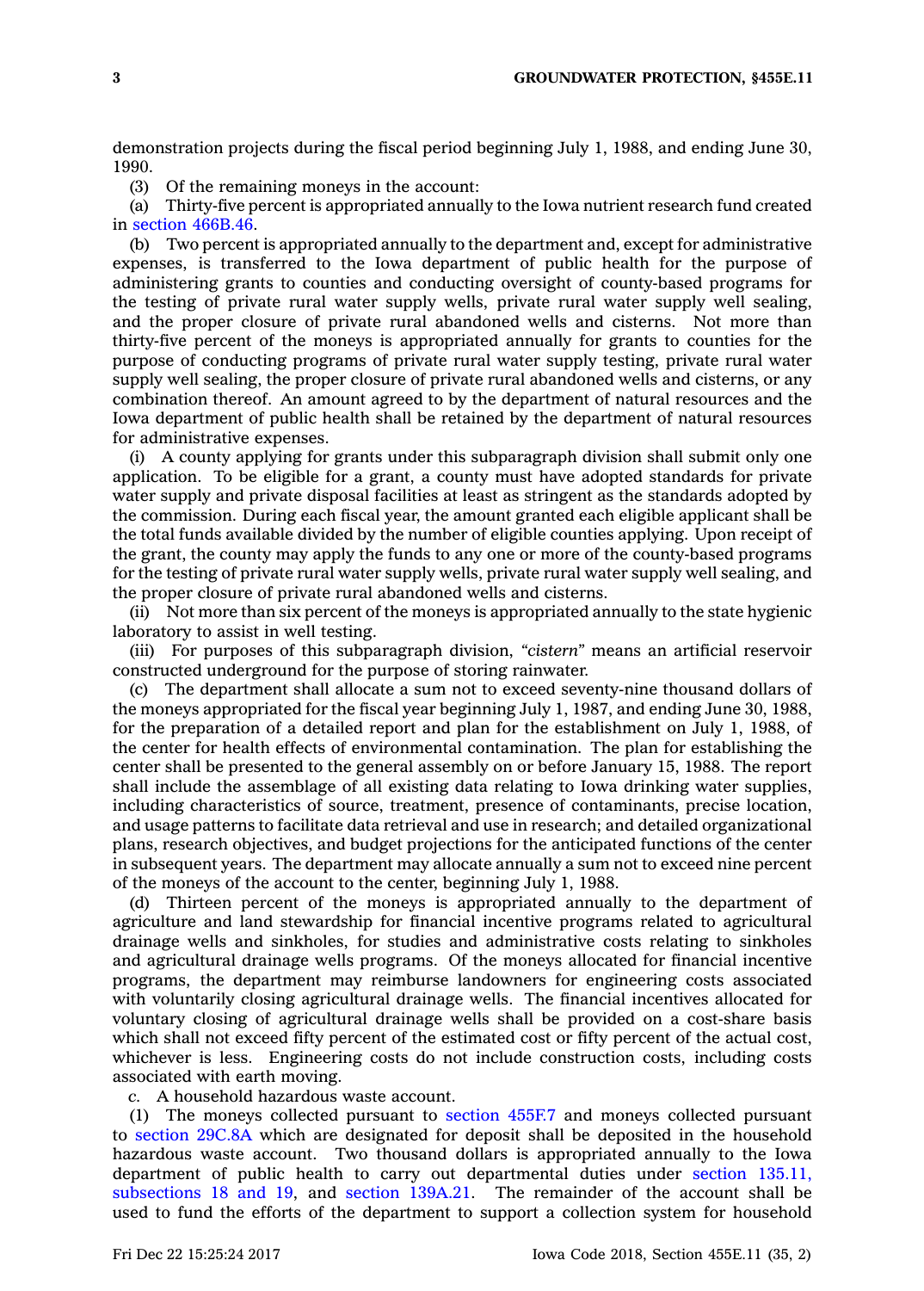demonstration projects during the fiscal period beginning July 1, 1988, and ending June 30, 1990.

(3) Of the remaining moneys in the account:

(a) Thirty-five percent is appropriated annually to the Iowa nutrient research fund created in section 466B.46.

(b) Two percent is appropriated annually to the department and, except for administrative expenses, is transferred to the Iowa department of public health for the purpose of administering grants to counties and conducting oversight of county-based programs for the testing of private rural water supply wells, private rural water supply well sealing, and the proper closure of private rural abandoned wells and cisterns. Not more than thirty-five percent of the moneys is appropriated annually for grants to counties for the purpose of conducting programs of private rural water supply testing, private rural water supply well sealing, the proper closure of private rural abandoned wells and cisterns, or any combination thereof. An amount agreed to by the department of natural resources and the Iowa department of public health shall be retained by the department of natural resources for administrative expenses.

(i) A county applying for grants under this subparagraph division shall submit only one application. To be eligible for a grant, a county must have adopted standards for private water supply and private disposal facilities at least as stringent as the standards adopted by the commission. During each fiscal year, the amount granted each eligible applicant shall be the total funds available divided by the number of eligible counties applying. Upon receipt of the grant, the county may apply the funds to any one or more of the county-based programs for the testing of private rural water supply wells, private rural water supply well sealing, and the proper closure of private rural abandoned wells and cisterns.

(ii) Not more than six percent of the moneys is appropriated annually to the state hygienic laboratory to assist in well testing.

(iii) For purposes of this subparagraph division, *"cistern"* means an artificial reservoir constructed underground for the purpose of storing rainwater.

(c) The department shall allocate a sum not to exceed seventy-nine thousand dollars of the moneys appropriated for the fiscal year beginning July 1, 1987, and ending June 30, 1988, for the preparation of a detailed report and plan for the establishment on July 1, 1988, of the center for health effects of environmental contamination. The plan for establishing the center shall be presented to the general assembly on or before January 15, 1988. The report shall include the assemblage of all existing data relating to Iowa drinking water supplies, including characteristics of source, treatment, presence of contaminants, precise location, and usage patterns to facilitate data retrieval and use in research; and detailed organizational plans, research objectives, and budget projections for the anticipated functions of the center in subsequent years. The department may allocate annually a sum not to exceed nine percent of the moneys of the account to the center, beginning July 1, 1988.

(d) Thirteen percent of the moneys is appropriated annually to the department of agriculture and land stewardship for financial incentive programs related to agricultural drainage wells and sinkholes, for studies and administrative costs relating to sinkholes and agricultural drainage wells programs. Of the moneys allocated for financial incentive programs, the department may reimburse landowners for engineering costs associated with voluntarily closing agricultural drainage wells. The financial incentives allocated for voluntary closing of agricultural drainage wells shall be provided on a cost-share basis which shall not exceed fifty percent of the estimated cost or fifty percent of the actual cost, whichever is less. Engineering costs do not include construction costs, including costs associated with earth moving.

*c.* A household hazardous waste account.

(1) The moneys collected pursuant to section 455F.7 and moneys collected pursuant to section 29C.8A which are designated for deposit shall be deposited in the household hazardous waste account. Two thousand dollars is appropriated annually to the Iowa department of public health to carry out departmental duties under section 135.11, subsections 18 and 19, and section 139A.21. The remainder of the account shall be used to fund the efforts of the department to support a collection system for household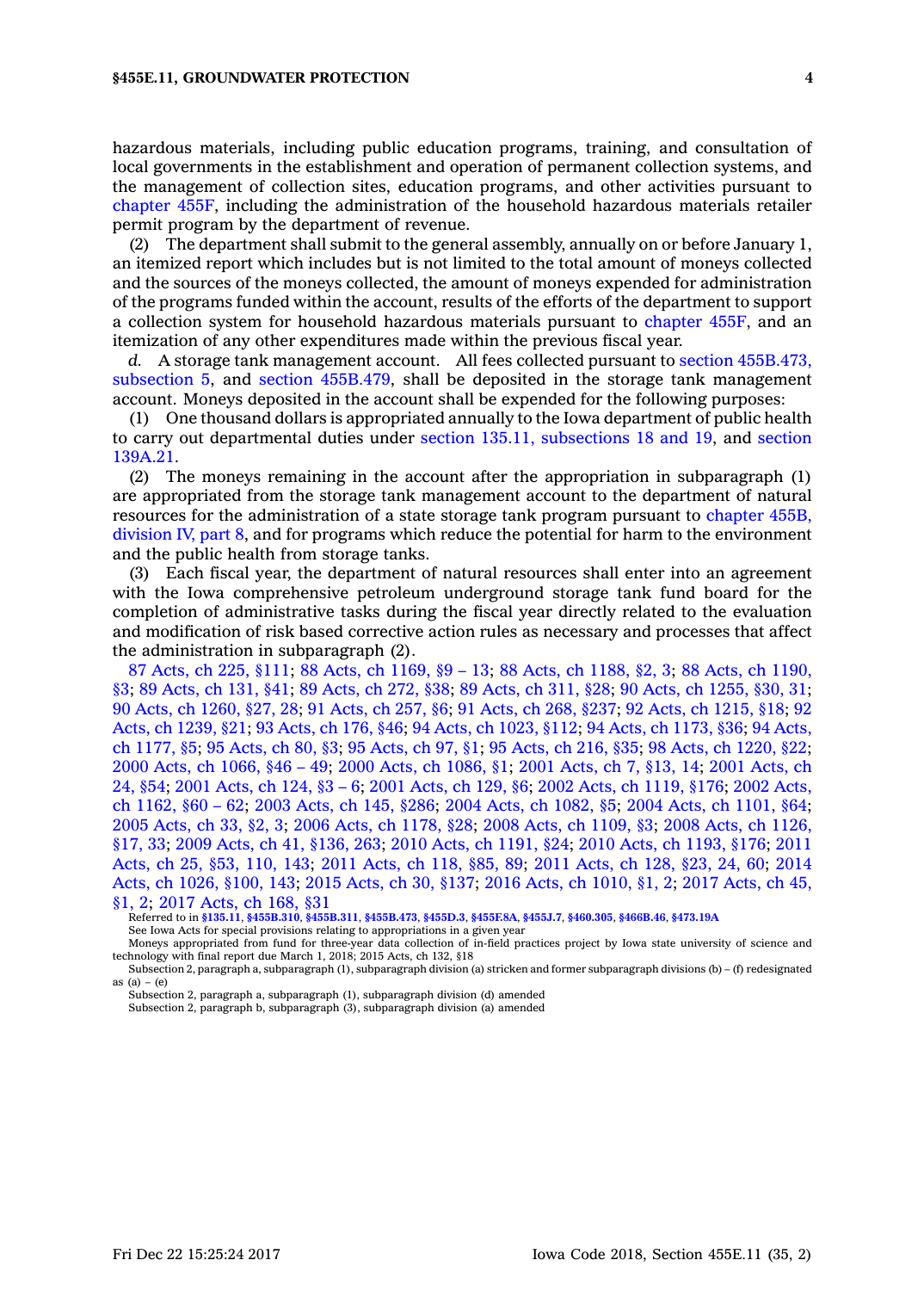hazardous materials, including public education programs, training, and consultation of local governments in the establishment and operation of permanent collection systems, and the management of collection sites, education programs, and other activities pursuant to chapter 455F, including the administration of the household hazardous materials retailer permit program by the department of revenue.

(2) The department shall submit to the general assembly, annually on or before January 1, an itemized report which includes but is not limited to the total amount of moneys collected and the sources of the moneys collected, the amount of moneys expended for administration of the programs funded within the account, results of the efforts of the department to support a collection system for household hazardous materials pursuant to chapter 455F, and an itemization of any other expenditures made within the previous fiscal year.

*d.* A storage tank management account. All fees collected pursuant to section 455B.473, subsection 5, and section 455B.479, shall be deposited in the storage tank management account. Moneys deposited in the account shall be expended for the following purposes:

(1) One thousand dollars is appropriated annually to the Iowa department of public health to carry out departmental duties under section 135.11, subsections 18 and 19, and section 139A.21.

(2) The moneys remaining in the account after the appropriation in subparagraph (1) are appropriated from the storage tank management account to the department of natural resources for the administration of a state storage tank program pursuant to chapter 455B, division IV, part 8, and for programs which reduce the potential for harm to the environment and the public health from storage tanks.

(3) Each fiscal year, the department of natural resources shall enter into an agreement with the Iowa comprehensive petroleum underground storage tank fund board for the completion of administrative tasks during the fiscal year directly related to the evaluation and modification of risk based corrective action rules as necessary and processes that affect the administration in subparagraph (2).

87 Acts, ch 225, §111; 88 Acts, ch 1169, §9 – 13; 88 Acts, ch 1188, §2, 3; 88 Acts, ch 1190, §3; 89 Acts, ch 131, §41; 89 Acts, ch 272, §38; 89 Acts, ch 311, §28; 90 Acts, ch 1255, §30, 31; 90 Acts, ch 1260, §27, 28; 91 Acts, ch 257, §6; 91 Acts, ch 268, §237; 92 Acts, ch 1215, §18; 92 Acts, ch 1239, §21; 93 Acts, ch 176, §46; 94 Acts, ch 1023, §112; 94 Acts, ch 1173, §36; 94 Acts, ch 1177, §5; 95 Acts, ch 80, §3; 95 Acts, ch 97, §1; 95 Acts, ch 216, §35; 98 Acts, ch 1220, §22; 2000 Acts, ch 1066, §46 – 49; 2000 Acts, ch 1086, §1; 2001 Acts, ch 7, §13, 14; 2001 Acts, ch 24, §54; 2001 Acts, ch 124, §3 – 6; 2001 Acts, ch 129, §6; 2002 Acts, ch 1119, §176; 2002 Acts, ch 1162, §60 – 62; 2003 Acts, ch 145, §286; 2004 Acts, ch 1082, §5; 2004 Acts, ch 1101, §64; 2005 Acts, ch 33, §2, 3; 2006 Acts, ch 1178, §28; 2008 Acts, ch 1109, §3; 2008 Acts, ch 1126, §17, 33; 2009 Acts, ch 41, §136, 263; 2010 Acts, ch 1191, §24; 2010 Acts, ch 1193, §176; 2011 Acts, ch 25, §53, 110, 143; 2011 Acts, ch 118, §85, 89; 2011 Acts, ch 128, §23, 24, 60; 2014 Acts, ch 1026, §100, 143; 2015 Acts, ch 30, §137; 2016 Acts, ch 1010, §1, 2; 2017 Acts, ch 45, §1, 2; 2017 Acts, ch 168, §31

Referred to in **§135.11**, **§455B.310**, **§455B.311**, **§455B.473**, **§455D.3**, **§455F.8A**, **§455J.7**, **§460.305**, **§466B.46**, **§473.19A**

See Iowa Acts for special provisions relating to appropriations in a given year

Moneys appropriated from fund for three-year data collection of in-field practices project by Iowa state university of science and technology with final report due March 1, 2018; 2015 Acts, ch 132, §18

Subsection 2, paragraph a, subparagraph (1), subparagraph division (a) stricken and former subparagraph divisions (b) – (f) redesignated as (a) – (e)

Subsection 2, paragraph a, subparagraph (1), subparagraph division (d) amended

Subsection 2, paragraph b, subparagraph (3), subparagraph division (a) amended